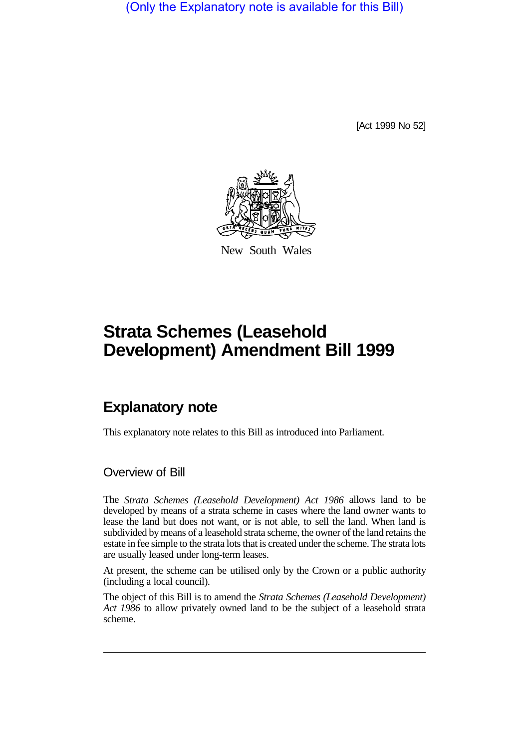(Only the Explanatory note is available for this Bill)

[Act 1999 No 52]

New South Wales

# Strata Schemes (Leasehold Development) Amendment Bill 1999

## Explanatory note

This explanatory note relates to this Bill as introduced into Parliament.

### Overview of Bill

The *Strata Schemes (Leasehold Development) Act 1986* allows land to be developed by means of a strata scheme in cases where the land owner wants to lease the land but does not want, or is not able, to sell the land. When land is subdivided by means of a leasehold strata scheme, the owner of the land retains the estate in fee simple to the strata lots that is created under the scheme. The strata lots are usually leased under long-term leases.

At present, the scheme can be utilised only by the Crown or a public authority (including a local council).

The object of this Bill is to amend the *Strata Schemes (Leasehold Development) Act 1986* to allow privately owned land to be the subject of a leasehold strata scheme.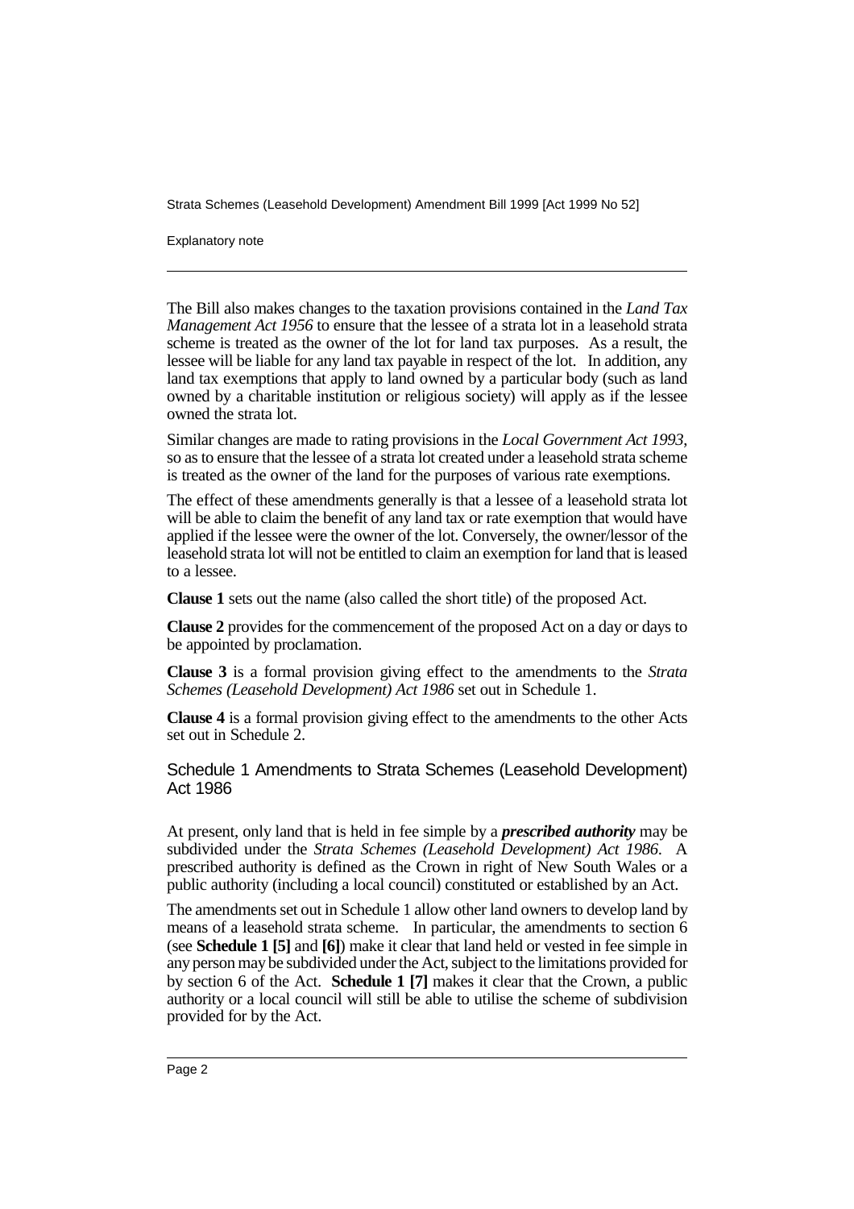The Bill also makes changes to the taxation provisions contained in the *Land Tax Management Act 1956* to ensure that the lessee of a strata lot in a leasehold strata scheme is treated as the owner of the lot for land tax purposes. As a result, the lessee will be liable for any land tax payable in respect of the lot. In addition, any land tax exemptions that apply to land owned by a particular body (such as land owned by a charitable institution or religious society) will apply as if the lessee owned the strata lot.

Similar changes are made to rating provisions in the *Local Government Act 1993*, so as to ensure that the lessee of a strata lot created under a leasehold strata scheme is treated as the owner of the land for the purposes of various rate exemptions.

The effect of these amendments generally is that a lessee of a leasehold strata lot will be able to claim the benefit of any land tax or rate exemption that would have applied if the lessee were the owner of the lot. Conversely, the owner/lessor of the leasehold strata lot will not be entitled to claim an exemption for land that is leased to a lessee.

**Clause 1** sets out the name (also called the short title) of the proposed Act.

**Clause 2** provides for the commencement of the proposed Act on a day or days to be appointed by proclamation.

**Clause 3** is a formal provision giving effect to the amendments to the *Strata Schemes (Leasehold Development) Act 1986* set out in Schedule 1.

**Clause 4** is a formal provision giving effect to the amendments to the other Acts set out in Schedule 2.

## Schedule 1 Amendments to Strata Schemes (Leasehold Development) Act 1986

At present, only land that is held in fee simple by a ***prescribed authority*** may be subdivided under the *Strata Schemes (Leasehold Development) Act 1986*. A prescribed authority is defined as the Crown in right of New South Wales or a public authority (including a local council) constituted or established by an Act.

The amendments set out in Schedule 1 allow other land owners to develop land by means of a leasehold strata scheme. In particular, the amendments to section 6 (see **Schedule 1 [5]** and **[6]**) make it clear that land held or vested in fee simple in any person may be subdivided under the Act, subject to the limitations provided for by section 6 of the Act. **Schedule 1 [7]** makes it clear that the Crown, a public authority or a local council will still be able to utilise the scheme of subdivision provided for by the Act.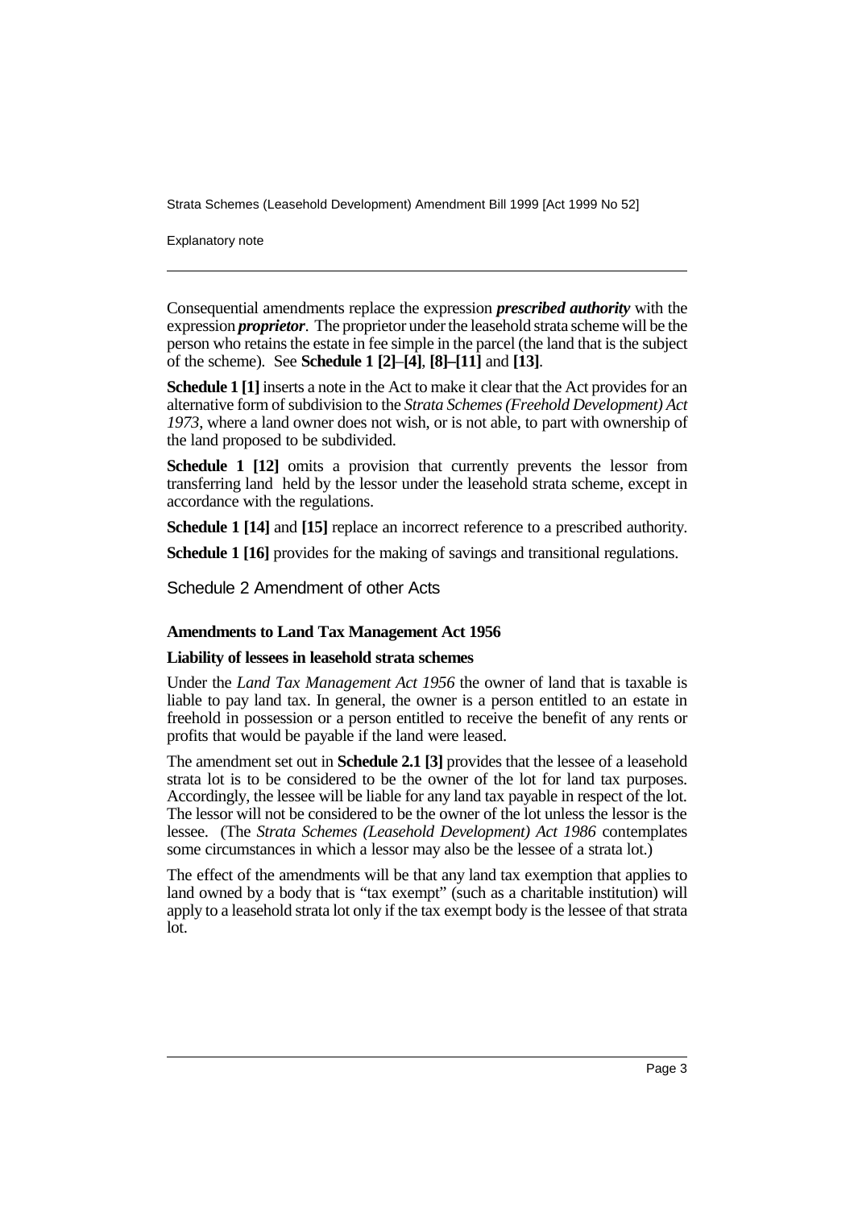Consequential amendments replace the expression ***prescribed authority*** with the expression ***proprietor***. The proprietor under the leasehold strata scheme will be the person who retains the estate in fee simple in the parcel (the land that is the subject of the scheme). See **Schedule 1 [2]**–**[4]**, **[8]–[11]** and **[13]**.

**Schedule 1 [1]** inserts a note in the Act to make it clear that the Act provides for an alternative form of subdivision to the *Strata Schemes (Freehold Development) Act 1973*, where a land owner does not wish, or is not able, to part with ownership of the land proposed to be subdivided.

**Schedule 1 [12]** omits a provision that currently prevents the lessor from transferring land held by the lessor under the leasehold strata scheme, except in accordance with the regulations.

**Schedule 1 [14]** and **[15]** replace an incorrect reference to a prescribed authority.

**Schedule 1 [16]** provides for the making of savings and transitional regulations.

## Schedule 2 Amendment of other Acts

### Amendments to Land Tax Management Act 1956

#### Liability of lessees in leasehold strata schemes

Under the *Land Tax Management Act 1956* the owner of land that is taxable is liable to pay land tax. In general, the owner is a person entitled to an estate in freehold in possession or a person entitled to receive the benefit of any rents or profits that would be payable if the land were leased.

The amendment set out in **Schedule 2.1 [3]** provides that the lessee of a leasehold strata lot is to be considered to be the owner of the lot for land tax purposes. Accordingly, the lessee will be liable for any land tax payable in respect of the lot. The lessor will not be considered to be the owner of the lot unless the lessor is the lessee. (The *Strata Schemes (Leasehold Development) Act 1986* contemplates some circumstances in which a lessor may also be the lessee of a strata lot.)

The effect of the amendments will be that any land tax exemption that applies to land owned by a body that is "tax exempt" (such as a charitable institution) will apply to a leasehold strata lot only if the tax exempt body is the lessee of that strata lot.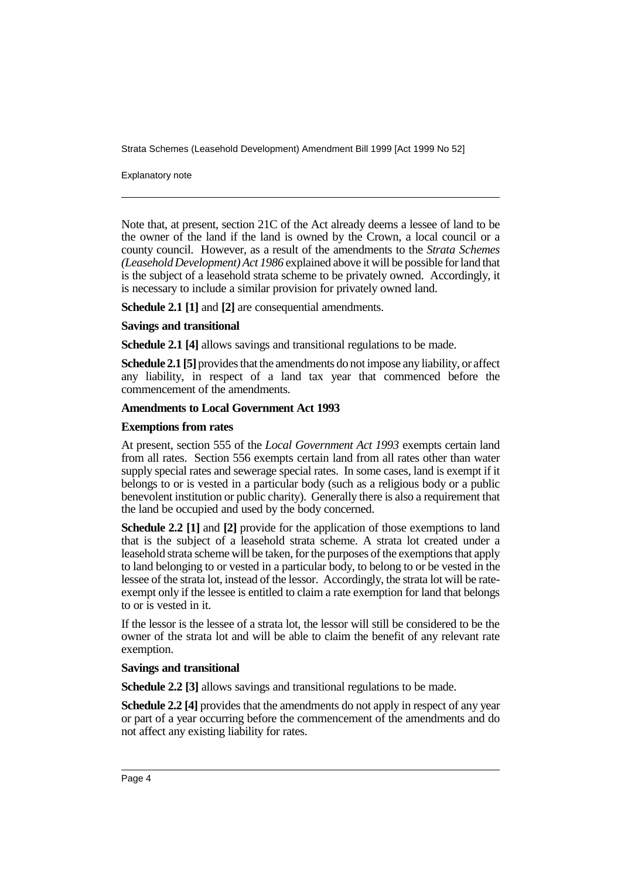Note that, at present, section 21C of the Act already deems a lessee of land to be the owner of the land if the land is owned by the Crown, a local council or a county council. However, as a result of the amendments to the *Strata Schemes (Leasehold Development) Act 1986* explained above it will be possible for land that is the subject of a leasehold strata scheme to be privately owned. Accordingly, it is necessary to include a similar provision for privately owned land.

**Schedule 2.1 [1]** and **[2]** are consequential amendments.

**Savings and transitional**

**Schedule 2.1 [4]** allows savings and transitional regulations to be made.

**Schedule 2.1 [5]** provides that the amendments do not impose any liability, or affect any liability, in respect of a land tax year that commenced before the commencement of the amendments.

**Amendments to Local Government Act 1993**

**Exemptions from rates**

At present, section 555 of the *Local Government Act 1993* exempts certain land from all rates. Section 556 exempts certain land from all rates other than water supply special rates and sewerage special rates. In some cases, land is exempt if it belongs to or is vested in a particular body (such as a religious body or a public benevolent institution or public charity). Generally there is also a requirement that the land be occupied and used by the body concerned.

**Schedule 2.2 [1]** and **[2]** provide for the application of those exemptions to land that is the subject of a leasehold strata scheme. A strata lot created under a leasehold strata scheme will be taken, for the purposes of the exemptions that apply to land belonging to or vested in a particular body, to belong to or be vested in the lessee of the strata lot, instead of the lessor. Accordingly, the strata lot will be rate-exempt only if the lessee is entitled to claim a rate exemption for land that belongs to or is vested in it.

If the lessor is the lessee of a strata lot, the lessor will still be considered to be the owner of the strata lot and will be able to claim the benefit of any relevant rate exemption.

**Savings and transitional**

**Schedule 2.2 [3]** allows savings and transitional regulations to be made.

**Schedule 2.2 [4]** provides that the amendments do not apply in respect of any year or part of a year occurring before the commencement of the amendments and do not affect any existing liability for rates.